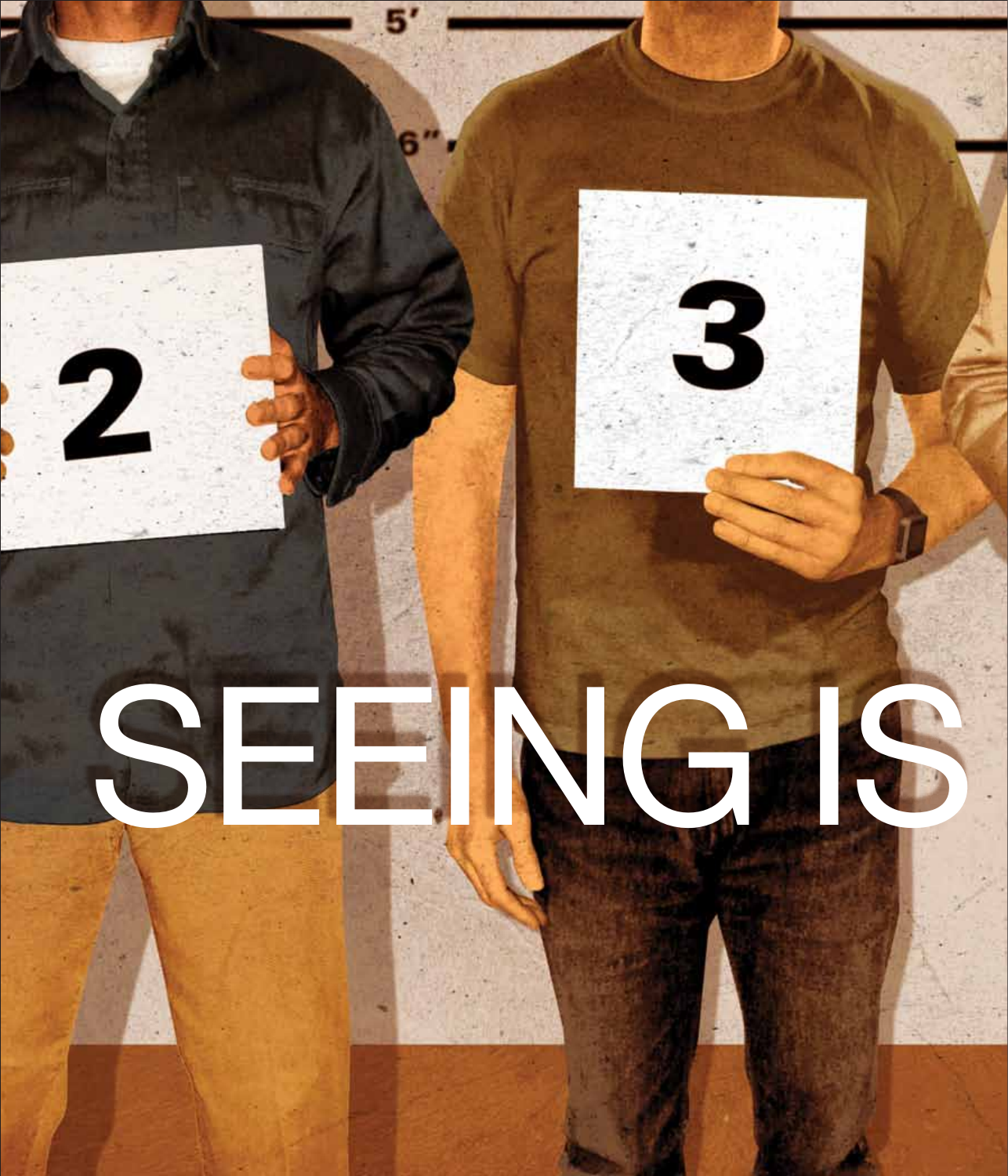# SEEING IS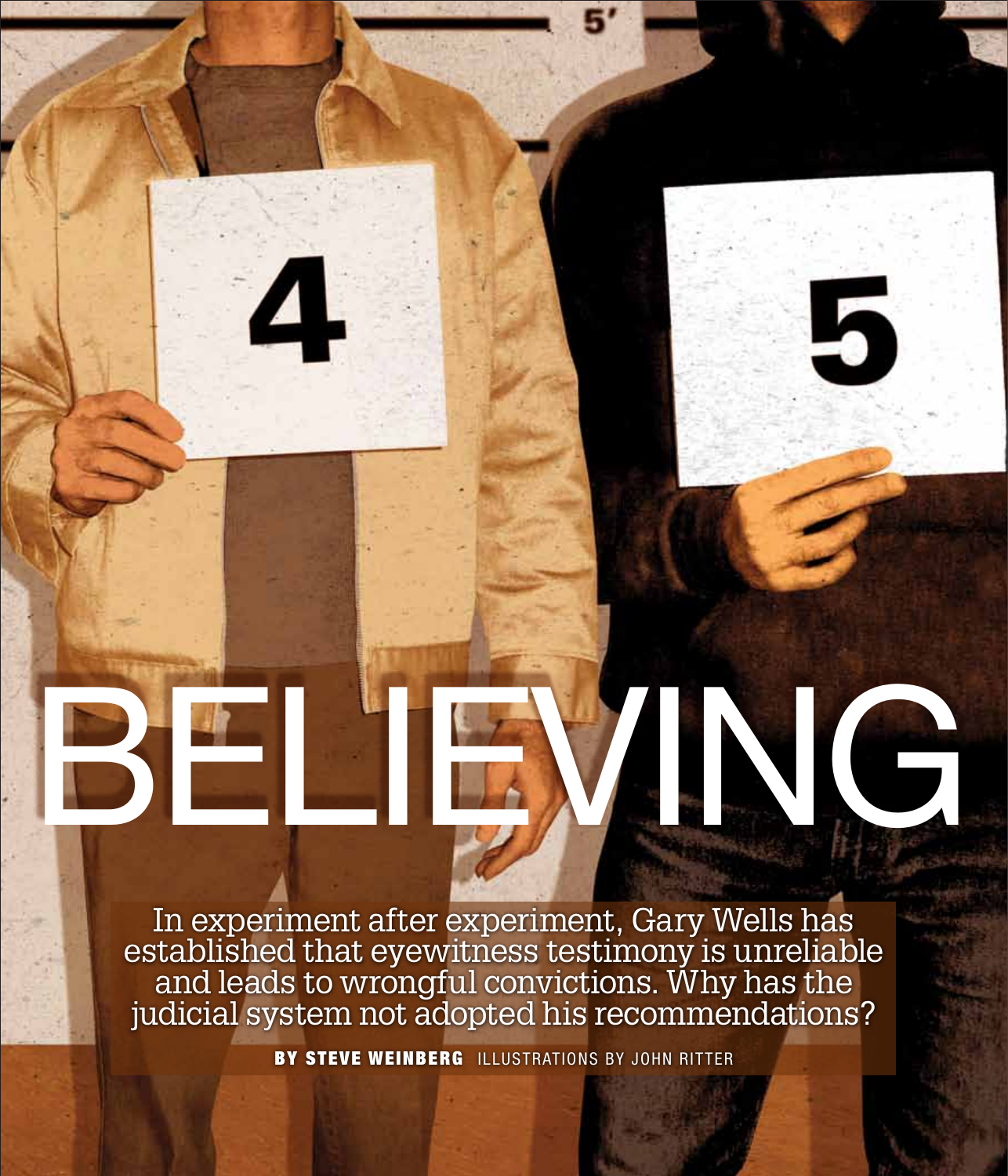# BELIEVING

In experiment after experiment, Gary Wells has established that eyewitness testimony is unreliable and leads to wrongful convictions. Why has the judicial system not adopted his recommendations?

**BY STEVE WEINBERG** ILLUSTRATIONS BY JOHN RITTER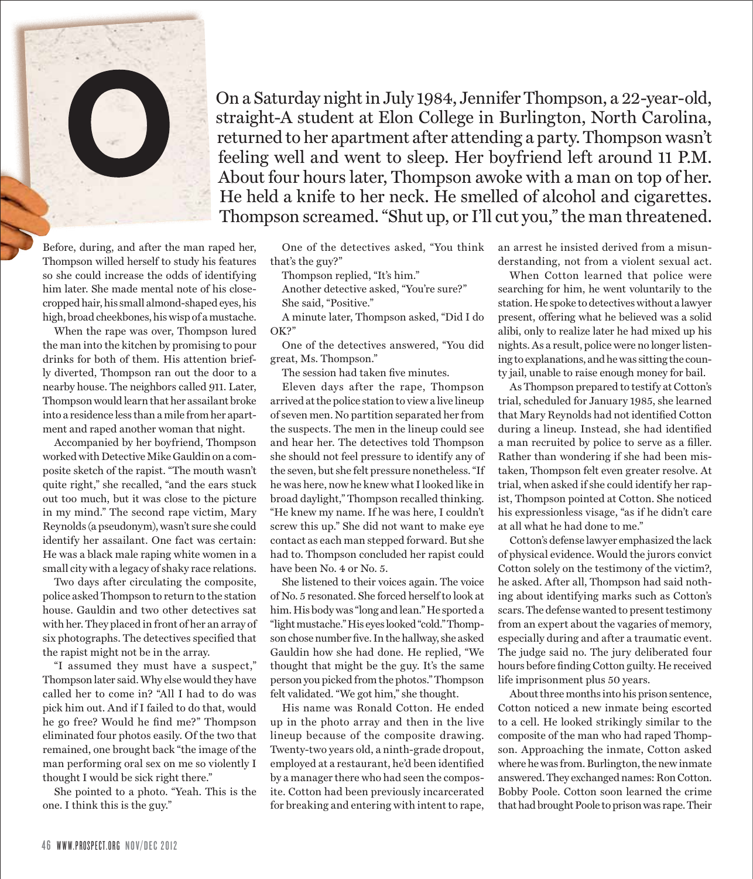**O**n a Saturday night in July 1984, Jennifer Thompson, a 22-year-old, straight-A student at Elon College in Burlington, North Carolina, returned to her apartment after attending a party. Thompson wasn't feeling well and went to sleep. Her boyfriend left around 11 P.M. About four hours later, Thompson awoke with a man on top of her. He held a knife to her neck. He smelled of alcohol and cigarettes. Thompson screamed. "Shut up, or I'll cut you," the man threatened.

Before, during, and after the man raped her, Thompson willed herself to study his features so she could increase the odds of identifying him later. She made mental note of his close-cropped hair, his small almond-shaped eyes, his high, broad cheekbones, his wisp of a mustache.

When the rape was over, Thompson lured the man into the kitchen by promising to pour drinks for both of them. His attention briefly diverted, Thompson ran out the door to a nearby house. The neighbors called 911. Later, Thompson would learn that her assailant broke into a residence less than a mile from her apartment and raped another woman that night.

Accompanied by her boyfriend, Thompson worked with Detective Mike Gauldin on a composite sketch of the rapist. "The mouth wasn't quite right," she recalled, "and the ears stuck out too much, but it was close to the picture in my mind." The second rape victim, Mary Reynolds (a pseudonym), wasn't sure she could identify her assailant. One fact was certain: He was a black male raping white women in a small city with a legacy of shaky race relations.

Two days after circulating the composite, police asked Thompson to return to the station house. Gauldin and two other detectives sat with her. They placed in front of her an array of six photographs. The detectives specified that the rapist might not be in the array.

"I assumed they must have a suspect," Thompson later said. Why else would they have called her to come in? "All I had to do was pick him out. And if I failed to do that, would he go free? Would he find me?" Thompson eliminated four photos easily. Of the two that remained, one brought back "the image of the man performing oral sex on me so violently I thought I would be sick right there."

She pointed to a photo. "Yeah. This is the one. I think this is the guy."

One of the detectives asked, "You think that's the guy?"

Thompson replied, "It's him."

Another detective asked, "You're sure?"

She said, "Positive."

A minute later, Thompson asked, "Did I do OK?"

One of the detectives answered, "You did great, Ms. Thompson."

The session had taken five minutes.

Eleven days after the rape, Thompson arrived at the police station to view a live lineup of seven men. No partition separated her from the suspects. The men in the lineup could see and hear her. The detectives told Thompson she should not feel pressure to identify any of the seven, but she felt pressure nonetheless. "If he was here, now he knew what I looked like in broad daylight," Thompson recalled thinking. "He knew my name. If he was here, I couldn't screw this up." She did not want to make eye contact as each man stepped forward. But she had to. Thompson concluded her rapist could have been No. 4 or No. 5.

She listened to their voices again. The voice of No. 5 resonated. She forced herself to look at him. His body was "long and lean." He sported a "light mustache." His eyes looked "cold." Thompson chose number five. In the hallway, she asked Gauldin how she had done. He replied, "We thought that might be the guy. It's the same person you picked from the photos." Thompson felt validated. "We got him," she thought.

His name was Ronald Cotton. He ended up in the photo array and then in the live lineup because of the composite drawing. Twenty-two years old, a ninth-grade dropout, employed at a restaurant, he'd been identified by a manager there who had seen the composite. Cotton had been previously incarcerated for breaking and entering with intent to rape, an arrest he insisted derived from a misunderstanding, not from a violent sexual act.

When Cotton learned that police were searching for him, he went voluntarily to the station. He spoke to detectives without a lawyer present, offering what he believed was a solid alibi, only to realize later he had mixed up his nights. As a result, police were no longer listening to explanations, and he was sitting the county jail, unable to raise enough money for bail.

As Thompson prepared to testify at Cotton's trial, scheduled for January 1985, she learned that Mary Reynolds had not identified Cotton during a lineup. Instead, she had identified a man recruited by police to serve as a filler. Rather than wondering if she had been mistaken, Thompson felt even greater resolve. At trial, when asked if she could identify her rapist, Thompson pointed at Cotton. She noticed his expressionless visage, "as if he didn't care at all what he had done to me."

Cotton's defense lawyer emphasized the lack of physical evidence. Would the jurors convict Cotton solely on the testimony of the victim?, he asked. After all, Thompson had said nothing about identifying marks such as Cotton's scars. The defense wanted to present testimony from an expert about the vagaries of memory, especially during and after a traumatic event. The judge said no. The jury deliberated four hours before finding Cotton guilty. He received life imprisonment plus 50 years.

About three months into his prison sentence, Cotton noticed a new inmate being escorted to a cell. He looked strikingly similar to the composite of the man who had raped Thompson. Approaching the inmate, Cotton asked where he was from. Burlington, the new inmate answered. They exchanged names: Ron Cotton. Bobby Poole. Cotton soon learned the crime that had brought Poole to prison was rape. Their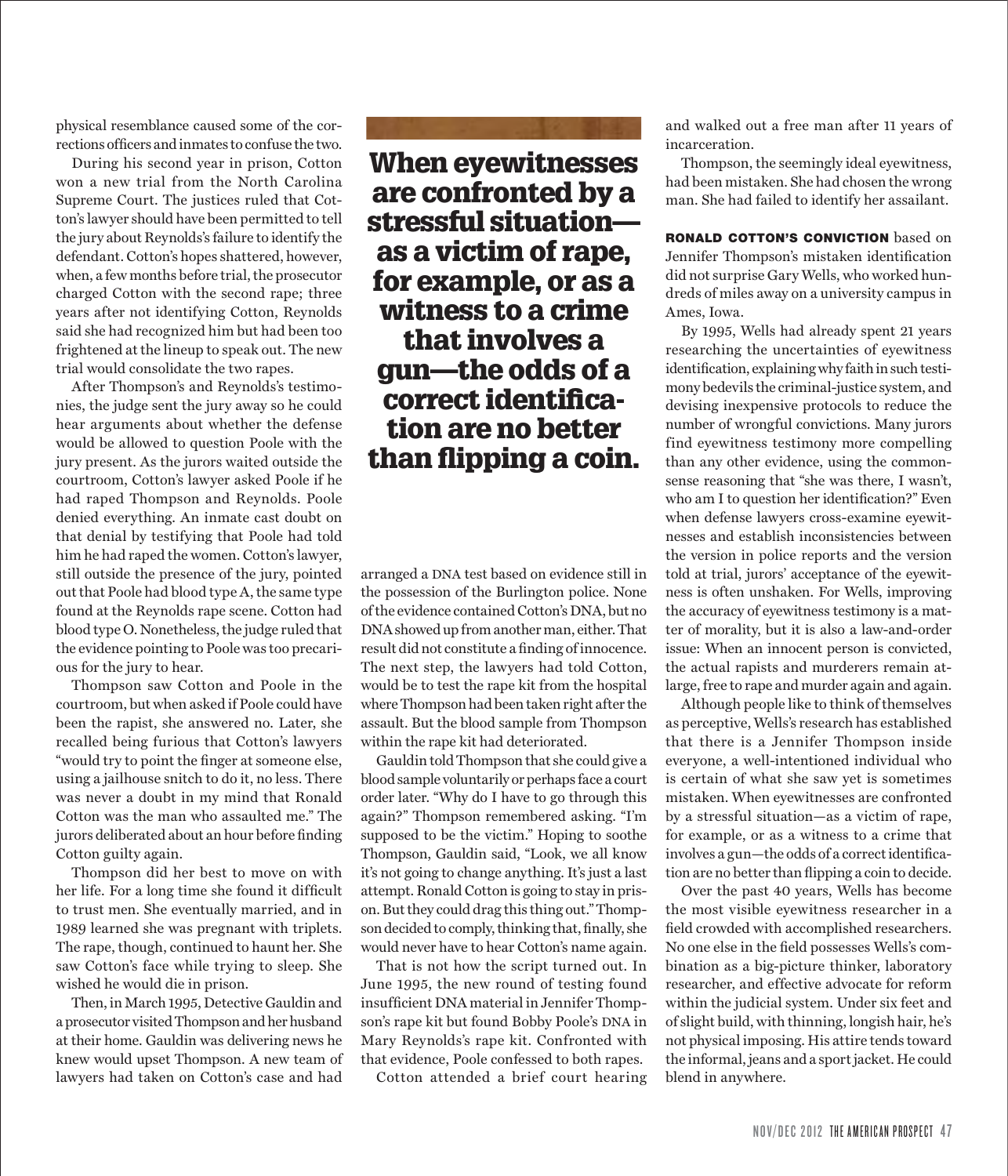physical resemblance caused some of the corrections officers and inmates to confuse the two.

During his second year in prison, Cotton won a new trial from the North Carolina Supreme Court. The justices ruled that Cotton's lawyer should have been permitted to tell the jury about Reynolds's failure to identify the defendant. Cotton's hopes shattered, however, when, a few months before trial, the prosecutor charged Cotton with the second rape; three years after not identifying Cotton, Reynolds said she had recognized him but had been too frightened at the lineup to speak out. The new trial would consolidate the two rapes.

After Thompson's and Reynolds's testimonies, the judge sent the jury away so he could hear arguments about whether the defense would be allowed to question Poole with the jury present. As the jurors waited outside the courtroom, Cotton's lawyer asked Poole if he had raped Thompson and Reynolds. Poole denied everything. An inmate cast doubt on that denial by testifying that Poole had told him he had raped the women. Cotton's lawyer, still outside the presence of the jury, pointed out that Poole had blood type A, the same type found at the Reynolds rape scene. Cotton had blood type O. Nonetheless, the judge ruled that the evidence pointing to Poole was too precarious for the jury to hear.

Thompson saw Cotton and Poole in the courtroom, but when asked if Poole could have been the rapist, she answered no. Later, she recalled being furious that Cotton's lawyers "would try to point the finger at someone else, using a jailhouse snitch to do it, no less. There was never a doubt in my mind that Ronald Cotton was the man who assaulted me." The jurors deliberated about an hour before finding Cotton guilty again.

Thompson did her best to move on with her life. For a long time she found it difficult to trust men. She eventually married, and in 1989 learned she was pregnant with triplets. The rape, though, continued to haunt her. She saw Cotton's face while trying to sleep. She wished he would die in prison.

Then, in March 1995, Detective Gauldin and a prosecutor visited Thompson and her husband at their home. Gauldin was delivering news he knew would upset Thompson. A new team of lawyers had taken on Cotton's case and had arranged a DNA test based on evidence still in the possession of the Burlington police. None of the evidence contained Cotton's DNA, but no DNA showed up from another man, either. That result did not constitute a finding of innocence. The next step, the lawyers had told Cotton, would be to test the rape kit from the hospital where Thompson had been taken right after the assault. But the blood sample from Thompson within the rape kit had deteriorated.

Gauldin told Thompson that she could give a blood sample voluntarily or perhaps face a court order later. "Why do I have to go through this again?" Thompson remembered asking. "I'm supposed to be the victim." Hoping to soothe Thompson, Gauldin said, "Look, we all know it's not going to change anything. It's just a last attempt. Ronald Cotton is going to stay in prison. But they could drag this thing out." Thompson decided to comply, thinking that, finally, she would never have to hear Cotton's name again.

That is not how the script turned out. In June 1995, the new round of testing found insufficient DNA material in Jennifer Thompson's rape kit but found Bobby Poole's DNA in Mary Reynolds's rape kit. Confronted with that evidence, Poole confessed to both rapes.

Cotton attended a brief court hearing and walked out a free man after 11 years of incarceration.

Thompson, the seemingly ideal eyewitness, had been mistaken. She had chosen the wrong man. She had failed to identify her assailant.

> **When eyewitnesses are confronted by a stressful situation—as a victim of rape, for example, or as a witness to a crime that involves a gun—the odds of a correct identification are no better than flipping a coin.**

**RONALD COTTON'S CONVICTION** based on Jennifer Thompson's mistaken identification did not surprise Gary Wells, who worked hundreds of miles away on a university campus in Ames, Iowa.

By 1995, Wells had already spent 21 years researching the uncertainties of eyewitness identification, explaining why faith in such testimony bedevils the criminal-justice system, and devising inexpensive protocols to reduce the number of wrongful convictions. Many jurors find eyewitness testimony more compelling than any other evidence, using the commonsense reasoning that "she was there, I wasn't, who am I to question her identification?" Even when defense lawyers cross-examine eyewitnesses and establish inconsistencies between the version in police reports and the version told at trial, jurors' acceptance of the eyewitness is often unshaken. For Wells, improving the accuracy of eyewitness testimony is a matter of morality, but it is also a law-and-order issue: When an innocent person is convicted, the actual rapists and murderers remain at-large, free to rape and murder again and again.

Although people like to think of themselves as perceptive, Wells's research has established that there is a Jennifer Thompson inside everyone, a well-intentioned individual who is certain of what she saw yet is sometimes mistaken. When eyewitnesses are confronted by a stressful situation—as a victim of rape, for example, or as a witness to a crime that involves a gun—the odds of a correct identification are no better than flipping a coin to decide.

Over the past 40 years, Wells has become the most visible eyewitness researcher in a field crowded with accomplished researchers. No one else in the field possesses Wells's combination as a big-picture thinker, laboratory researcher, and effective advocate for reform within the judicial system. Under six feet and of slight build, with thinning, longish hair, he's not physical imposing. His attire tends toward the informal, jeans and a sport jacket. He could blend in anywhere.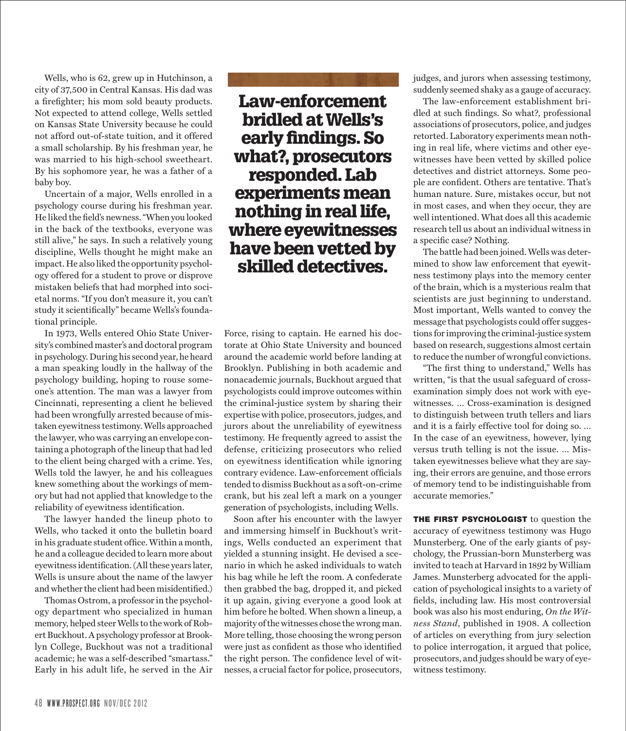Wells, who is 62, grew up in Hutchinson, a city of 37,500 in Central Kansas. His dad was a firefighter; his mom sold beauty products. Not expected to attend college, Wells settled on Kansas State University because he could not afford out-of-state tuition, and it offered a small scholarship. By his freshman year, he was married to his high-school sweetheart. By his sophomore year, he was a father of a baby boy.

Uncertain of a major, Wells enrolled in a psychology course during his freshman year. He liked the field's newness. "When you looked in the back of the textbooks, everyone was still alive," he says. In such a relatively young discipline, Wells thought he might make an impact. He also liked the opportunity psychology offered for a student to prove or disprove mistaken beliefs that had morphed into societal norms. "If you don't measure it, you can't study it scientifically" became Wells's foundational principle.

In 1973, Wells entered Ohio State University's combined master's and doctoral program in psychology. During his second year, he heard a man speaking loudly in the hallway of the psychology building, hoping to rouse someone's attention. The man was a lawyer from Cincinnati, representing a client he believed had been wrongfully arrested because of mistaken eyewitness testimony. Wells approached the lawyer, who was carrying an envelope containing a photograph of the lineup that had led to the client being charged with a crime. Yes, Wells told the lawyer, he and his colleagues knew something about the workings of memory but had not applied that knowledge to the reliability of eyewitness identification.

The lawyer handed the lineup photo to Wells, who tacked it onto the bulletin board in his graduate student office. Within a month, he and a colleague decided to learn more about eyewitness identification. (All these years later, Wells is unsure about the name of the lawyer and whether the client had been misidentified.)

Thomas Ostrom, a professor in the psychology department who specialized in human memory, helped steer Wells to the work of Robert Buckhout. A psychology professor at Brooklyn College, Buckhout was not a traditional academic; he was a self-described "smartass." Early in his adult life, he served in the Air Force, rising to captain. He earned his doctorate at Ohio State University and bounced around the academic world before landing at Brooklyn. Publishing in both academic and nonacademic journals, Buckhout argued that psychologists could improve outcomes within the criminal-justice system by sharing their expertise with police, prosecutors, judges, and jurors about the unreliability of eyewitness testimony. He frequently agreed to assist the defense, criticizing prosecutors who relied on eyewitness identification while ignoring contrary evidence. Law-enforcement officials tended to dismiss Buckhout as a soft-on-crime crank, but his zeal left a mark on a younger generation of psychologists, including Wells.

**Law-enforcement bridled at Wells's early findings. So what?, prosecutors responded. Lab experiments mean nothing in real life, where eyewitnesses have been vetted by skilled detectives.**

Soon after his encounter with the lawyer and immersing himself in Buckhout's writings, Wells conducted an experiment that yielded a stunning insight. He devised a scenario in which he asked individuals to watch his bag while he left the room. A confederate then grabbed the bag, dropped it, and picked it up again, giving everyone a good look at him before he bolted. When shown a lineup, a majority of the witnesses chose the wrong man. More telling, those choosing the wrong person were just as confident as those who identified the right person. The confidence level of witnesses, a crucial factor for police, prosecutors, judges, and jurors when assessing testimony, suddenly seemed shaky as a gauge of accuracy.

The law-enforcement establishment bridled at such findings. So what?, professional associations of prosecutors, police, and judges retorted. Laboratory experiments mean nothing in real life, where victims and other eyewitnesses have been vetted by skilled police detectives and district attorneys. Some people are confident. Others are tentative. That's human nature. Sure, mistakes occur, but not in most cases, and when they occur, they are well intentioned. What does all this academic research tell us about an individual witness in a specific case? Nothing.

The battle had been joined. Wells was determined to show law enforcement that eyewitness testimony plays into the memory center of the brain, which is a mysterious realm that scientists are just beginning to understand. Most important, Wells wanted to convey the message that psychologists could offer suggestions for improving the criminal-justice system based on research, suggestions almost certain to reduce the number of wrongful convictions.

"The first thing to understand," Wells has written, "is that the usual safeguard of cross-examination simply does not work with eyewitnesses. ... Cross-examination is designed to distinguish between truth tellers and liars and it is a fairly effective tool for doing so. ... In the case of an eyewitness, however, lying versus truth telling is not the issue. ... Mistaken eyewitnesses believe what they are saying, their errors are genuine, and those errors of memory tend to be indistinguishable from accurate memories."

**THE FIRST PSYCHOLOGIST** to question the accuracy of eyewitness testimony was Hugo Munsterberg. One of the early giants of psychology, the Prussian-born Munsterberg was invited to teach at Harvard in 1892 by William James. Munsterberg advocated for the application of psychological insights to a variety of fields, including law. His most controversial book was also his most enduring, *On the Witness Stand*, published in 1908. A collection of articles on everything from jury selection to police interrogation, it argued that police, prosecutors, and judges should be wary of eyewitness testimony.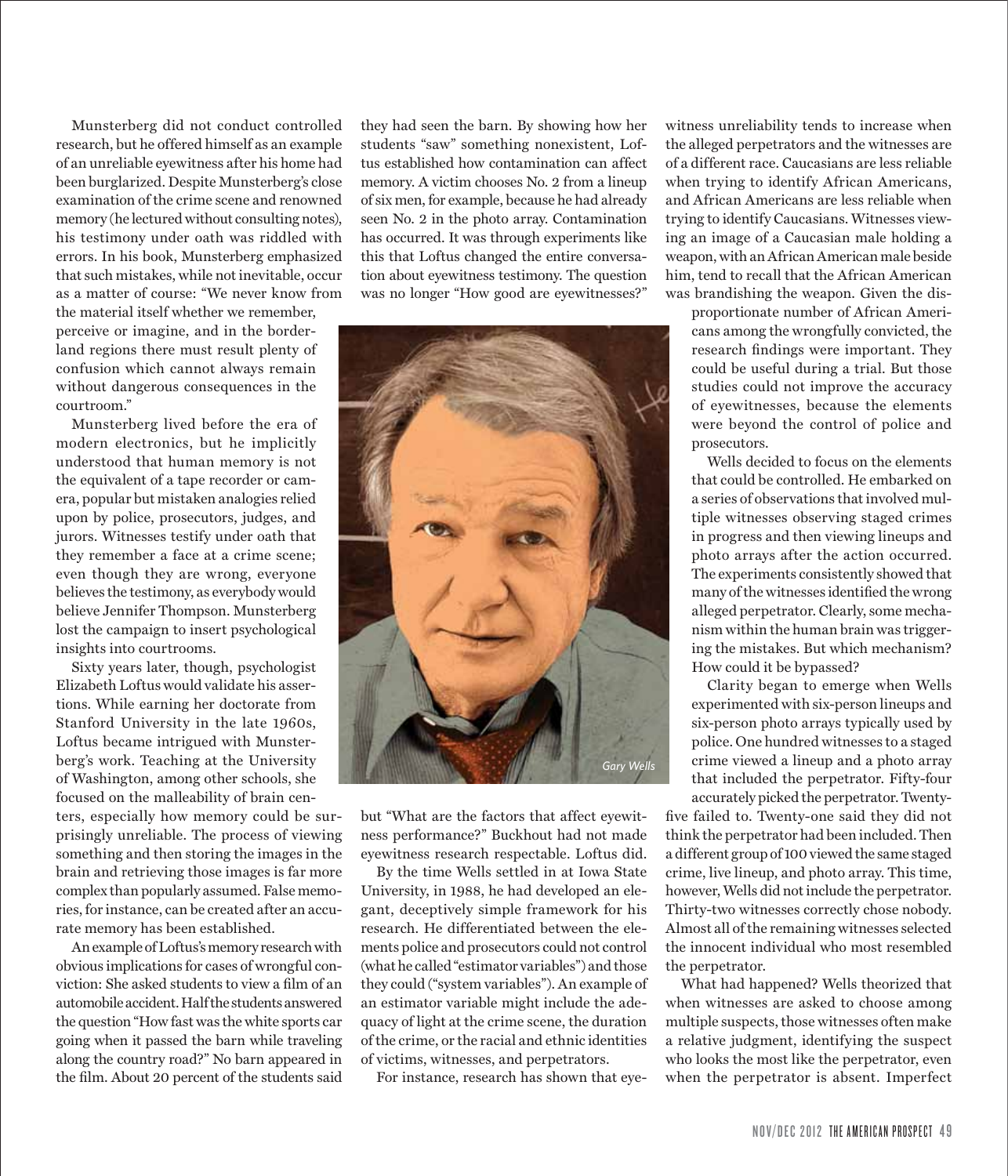Munsterberg did not conduct controlled research, but he offered himself as an example of an unreliable eyewitness after his home had been burglarized. Despite Munsterberg's close examination of the crime scene and renowned memory (he lectured without consulting notes), his testimony under oath was riddled with errors. In his book, Munsterberg emphasized that such mistakes, while not inevitable, occur as a matter of course: "We never know from the material itself whether we remember, perceive or imagine, and in the borderland regions there must result plenty of confusion which cannot always remain without dangerous consequences in the courtroom."

Munsterberg lived before the era of modern electronics, but he implicitly understood that human memory is not the equivalent of a tape recorder or camera, popular but mistaken analogies relied upon by police, prosecutors, judges, and jurors. Witnesses testify under oath that they remember a face at a crime scene; even though they are wrong, everyone believes the testimony, as everybody would believe Jennifer Thompson. Munsterberg lost the campaign to insert psychological insights into courtrooms.

Sixty years later, though, psychologist Elizabeth Loftus would validate his assertions. While earning her doctorate from Stanford University in the late 1960s, Loftus became intrigued with Munsterberg's work. Teaching at the University of Washington, among other schools, she focused on the malleability of brain centers, especially how memory could be surprisingly unreliable. The process of viewing something and then storing the images in the brain and retrieving those images is far more complex than popularly assumed. False memories, for instance, can be created after an accurate memory has been established.

An example of Loftus's memory research with obvious implications for cases of wrongful conviction: She asked students to view a film of an automobile accident. Half the students answered the question "How fast was the white sports car going when it passed the barn while traveling along the country road?" No barn appeared in the film. About 20 percent of the students said they had seen the barn. By showing how her students "saw" something nonexistent, Loftus established how contamination can affect memory. A victim chooses No. 2 from a lineup of six men, for example, because he had already seen No. 2 in the photo array. Contamination has occurred. It was through experiments like this that Loftus changed the entire conversation about eyewitness testimony. The question was no longer "How good are eyewitnesses?" but "What are the factors that affect eyewitness performance?" Buckhout had not made eyewitness research respectable. Loftus did.

Gary Wells

By the time Wells settled in at Iowa State University, in 1988, he had developed an elegant, deceptively simple framework for his research. He differentiated between the elements police and prosecutors could not control (what he called "estimator variables") and those they could ("system variables"). An example of an estimator variable might include the adequacy of light at the crime scene, the duration of the crime, or the racial and ethnic identities of victims, witnesses, and perpetrators.

For instance, research has shown that eyewitness unreliability tends to increase when the alleged perpetrators and the witnesses are of a different race. Caucasians are less reliable when trying to identify African Americans, and African Americans are less reliable when trying to identify Caucasians. Witnesses viewing an image of a Caucasian male holding a weapon, with an African American male beside him, tend to recall that the African American was brandishing the weapon. Given the disproportionate number of African Americans among the wrongfully convicted, the research findings were important. They could be useful during a trial. But those studies could not improve the accuracy of eyewitnesses, because the elements were beyond the control of police and prosecutors.

Wells decided to focus on the elements that could be controlled. He embarked on a series of observations that involved multiple witnesses observing staged crimes in progress and then viewing lineups and photo arrays after the action occurred. The experiments consistently showed that many of the witnesses identified the wrong alleged perpetrator. Clearly, some mechanism within the human brain was triggering the mistakes. But which mechanism? How could it be bypassed?

Clarity began to emerge when Wells experimented with six-person lineups and six-person photo arrays typically used by police. One hundred witnesses to a staged crime viewed a lineup and a photo array that included the perpetrator. Fifty-four accurately picked the perpetrator. Twenty-five failed to. Twenty-one said they did not think the perpetrator had been included. Then a different group of 100 viewed the same staged crime, live lineup, and photo array. This time, however, Wells did not include the perpetrator. Thirty-two witnesses correctly chose nobody. Almost all of the remaining witnesses selected the innocent individual who most resembled the perpetrator.

What had happened? Wells theorized that when witnesses are asked to choose among multiple suspects, those witnesses often make a relative judgment, identifying the suspect who looks the most like the perpetrator, even when the perpetrator is absent. Imperfect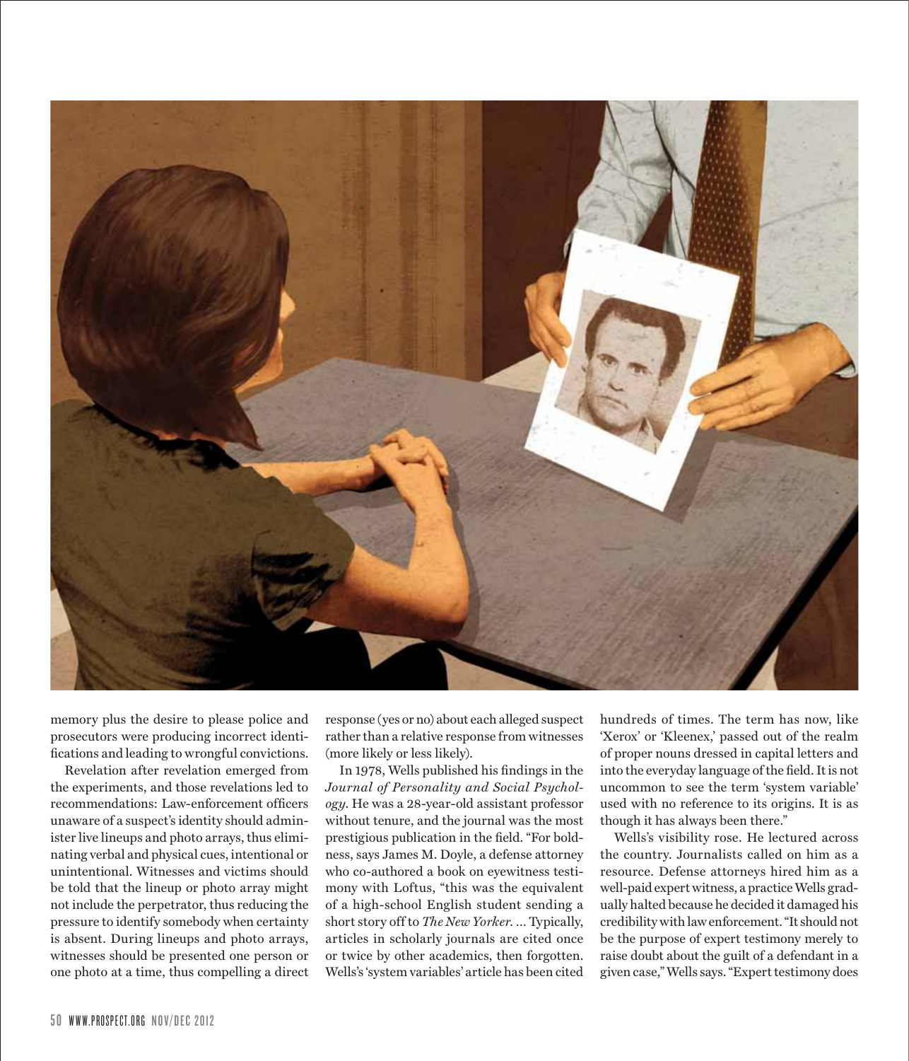memory plus the desire to please police and prosecutors were producing incorrect identifications and leading to wrongful convictions.

Revelation after revelation emerged from the experiments, and those revelations led to recommendations: Law-enforcement officers unaware of a suspect's identity should administer live lineups and photo arrays, thus eliminating verbal and physical cues, intentional or unintentional. Witnesses and victims should be told that the lineup or photo array might not include the perpetrator, thus reducing the pressure to identify somebody when certainty is absent. During lineups and photo arrays, witnesses should be presented one person or one photo at a time, thus compelling a direct response (yes or no) about each alleged suspect rather than a relative response from witnesses (more likely or less likely).

In 1978, Wells published his findings in the *Journal of Personality and Social Psychology*. He was a 28-year-old assistant professor without tenure, and the journal was the most prestigious publication in the field. "For boldness, says James M. Doyle, a defense attorney who co-authored a book on eyewitness testimony with Loftus, "this was the equivalent of a high-school English student sending a short story off to *The New Yorker*. ... Typically, articles in scholarly journals are cited once or twice by other academics, then forgotten. Wells's 'system variables' article has been cited hundreds of times. The term has now, like 'Xerox' or 'Kleenex,' passed out of the realm of proper nouns dressed in capital letters and into the everyday language of the field. It is not uncommon to see the term 'system variable' used with no reference to its origins. It is as though it has always been there."

Wells's visibility rose. He lectured across the country. Journalists called on him as a resource. Defense attorneys hired him as a well-paid expert witness, a practice Wells gradually halted because he decided it damaged his credibility with law enforcement. "It should not be the purpose of expert testimony merely to raise doubt about the guilt of a defendant in a given case," Wells says. "Expert testimony does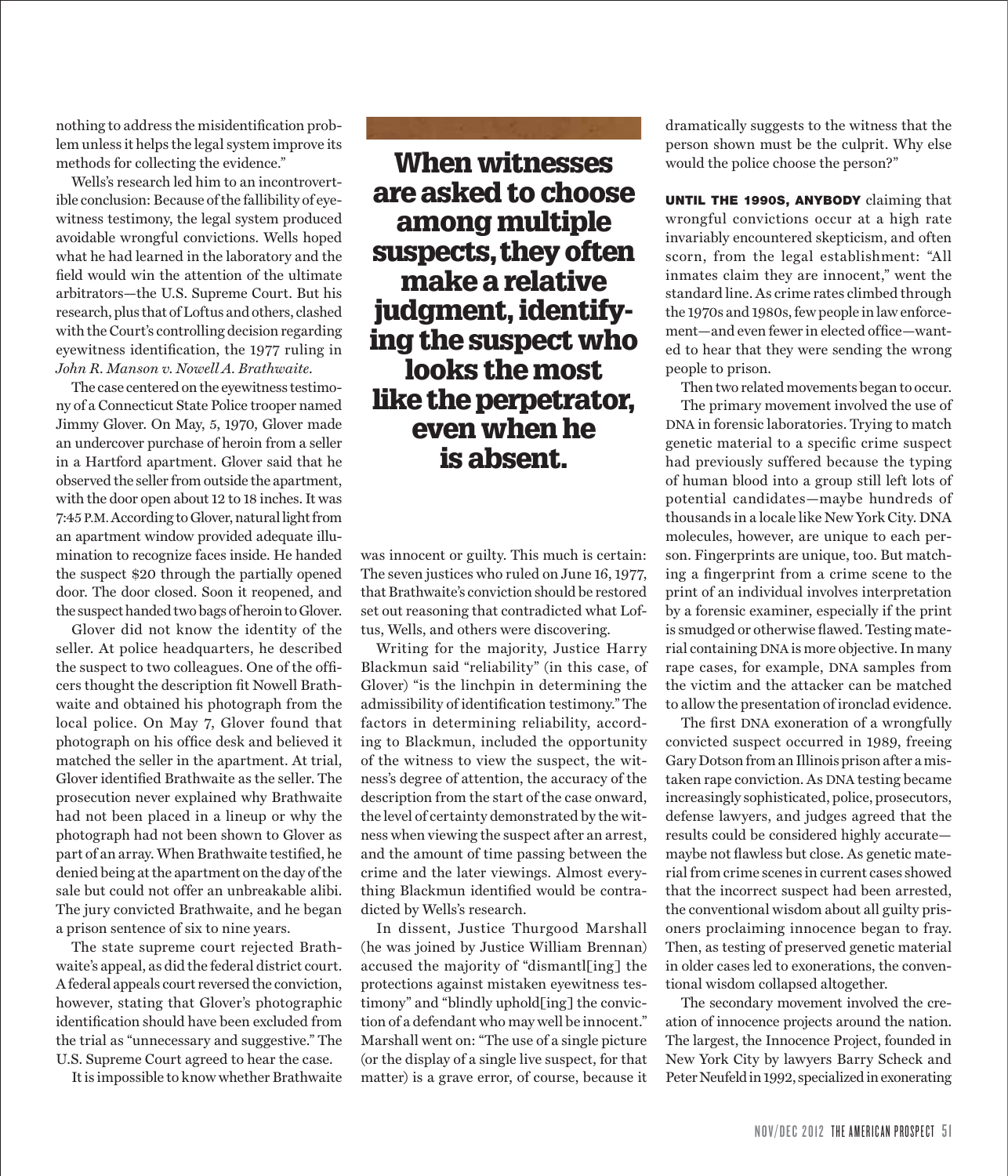nothing to address the misidentification problem unless it helps the legal system improve its methods for collecting the evidence."

Wells's research led him to an incontrovertible conclusion: Because of the fallibility of eyewitness testimony, the legal system produced avoidable wrongful convictions. Wells hoped what he had learned in the laboratory and the field would win the attention of the ultimate arbitrators—the U.S. Supreme Court. But his research, plus that of Loftus and others, clashed with the Court's controlling decision regarding eyewitness identification, the 1977 ruling in *John R. Manson v. Nowell A. Brathwaite*.

The case centered on the eyewitness testimony of a Connecticut State Police trooper named Jimmy Glover. On May, 5, 1970, Glover made an undercover purchase of heroin from a seller in a Hartford apartment. Glover said that he observed the seller from outside the apartment, with the door open about 12 to 18 inches. It was 7:45 P.M. According to Glover, natural light from an apartment window provided adequate illumination to recognize faces inside. He handed the suspect $20 through the partially opened door. The door closed. Soon it reopened, and the suspect handed two bags of heroin to Glover.

Glover did not know the identity of the seller. At police headquarters, he described the suspect to two colleagues. One of the officers thought the description fit Nowell Brathwaite and obtained his photograph from the local police. On May 7, Glover found that photograph on his office desk and believed it matched the seller in the apartment. At trial, Glover identified Brathwaite as the seller. The prosecution never explained why Brathwaite had not been placed in a lineup or why the photograph had not been shown to Glover as part of an array. When Brathwaite testified, he denied being at the apartment on the day of the sale but could not offer an unbreakable alibi. The jury convicted Brathwaite, and he began a prison sentence of six to nine years.

The state supreme court rejected Brathwaite's appeal, as did the federal district court. A federal appeals court reversed the conviction, however, stating that Glover's photographic identification should have been excluded from the trial as "unnecessary and suggestive." The U.S. Supreme Court agreed to hear the case.

It is impossible to know whether Brathwaite was innocent or guilty. This much is certain: The seven justices who ruled on June 16, 1977, that Brathwaite's conviction should be restored set out reasoning that contradicted what Loftus, Wells, and others were discovering.

**When witnesses are asked to choose among multiple suspects, they often make a relative judgment, identifying the suspect who looks the most like the perpetrator, even when he is absent.**

Writing for the majority, Justice Harry Blackmun said "reliability" (in this case, of Glover) "is the linchpin in determining the admissibility of identification testimony." The factors in determining reliability, according to Blackmun, included the opportunity of the witness to view the suspect, the witness's degree of attention, the accuracy of the description from the start of the case onward, the level of certainty demonstrated by the witness when viewing the suspect after an arrest, and the amount of time passing between the crime and the later viewings. Almost everything Blackmun identified would be contradicted by Wells's research.

In dissent, Justice Thurgood Marshall (he was joined by Justice William Brennan) accused the majority of "dismantl[ing] the protections against mistaken eyewitness testimony" and "blindly uphold[ing] the conviction of a defendant who may well be innocent." Marshall went on: "The use of a single picture (or the display of a single live suspect, for that matter) is a grave error, of course, because it dramatically suggests to the witness that the person shown must be the culprit. Why else would the police choose the person?"

**UNTIL THE 1990S, ANYBODY** claiming that wrongful convictions occur at a high rate invariably encountered skepticism, and often scorn, from the legal establishment: "All inmates claim they are innocent," went the standard line. As crime rates climbed through the 1970s and 1980s, few people in law enforcement—and even fewer in elected office—wanted to hear that they were sending the wrong people to prison.

Then two related movements began to occur.

The primary movement involved the use of DNA in forensic laboratories. Trying to match genetic material to a specific crime suspect had previously suffered because the typing of human blood into a group still left lots of potential candidates—maybe hundreds of thousands in a locale like New York City. DNA molecules, however, are unique to each person. Fingerprints are unique, too. But matching a fingerprint from a crime scene to the print of an individual involves interpretation by a forensic examiner, especially if the print is smudged or otherwise flawed. Testing material containing DNA is more objective. In many rape cases, for example, DNA samples from the victim and the attacker can be matched to allow the presentation of ironclad evidence.

The first DNA exoneration of a wrongfully convicted suspect occurred in 1989, freeing Gary Dotson from an Illinois prison after a mistaken rape conviction. As DNA testing became increasingly sophisticated, police, prosecutors, defense lawyers, and judges agreed that the results could be considered highly accurate—maybe not flawless but close. As genetic material from crime scenes in current cases showed that the incorrect suspect had been arrested, the conventional wisdom about all guilty prisoners proclaiming innocence began to fray. Then, as testing of preserved genetic material in older cases led to exonerations, the conventional wisdom collapsed altogether.

The secondary movement involved the creation of innocence projects around the nation. The largest, the Innocence Project, founded in New York City by lawyers Barry Scheck and Peter Neufeld in 1992, specialized in exonerating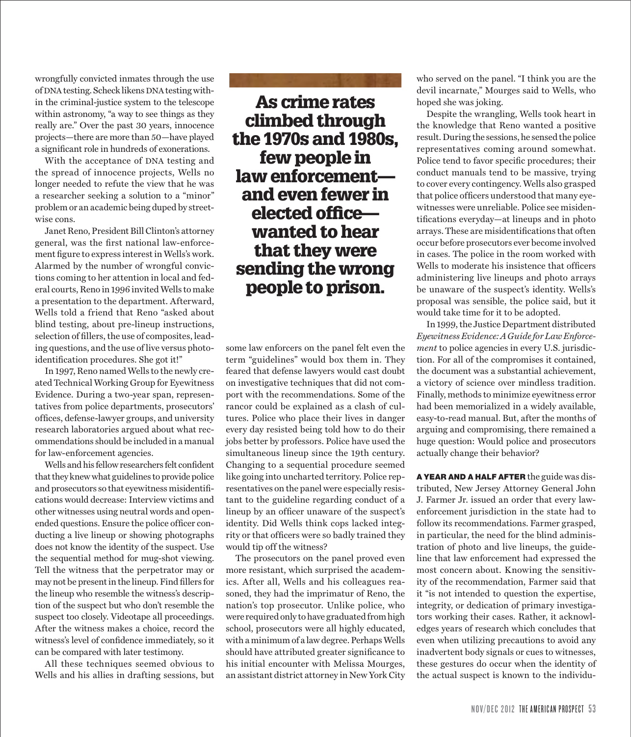wrongfully convicted inmates through the use of DNA testing. Scheck likens DNA testing within the criminal-justice system to the telescope within astronomy, "a way to see things as they really are." Over the past 30 years, innocence projects—there are more than 50—have played a significant role in hundreds of exonerations.

With the acceptance of DNA testing and the spread of innocence projects, Wells no longer needed to refute the view that he was a researcher seeking a solution to a "minor" problem or an academic being duped by street-wise cons.

Janet Reno, President Bill Clinton's attorney general, was the first national law-enforcement figure to express interest in Wells's work. Alarmed by the number of wrongful convictions coming to her attention in local and federal courts, Reno in 1996 invited Wells to make a presentation to the department. Afterward, Wells told a friend that Reno "asked about blind testing, about pre-lineup instructions, selection of fillers, the use of composites, leading questions, and the use of live versus photo-identification procedures. She got it!"

In 1997, Reno named Wells to the newly created Technical Working Group for Eyewitness Evidence. During a two-year span, representatives from police departments, prosecutors' offices, defense-lawyer groups, and university research laboratories argued about what recommendations should be included in a manual for law-enforcement agencies.

Wells and his fellow researchers felt confident that they knew what guidelines to provide police and prosecutors so that eyewitness misidentifications would decrease: Interview victims and other witnesses using neutral words and open-ended questions. Ensure the police officer conducting a live lineup or showing photographs does not know the identity of the suspect. Use the sequential method for mug-shot viewing. Tell the witness that the perpetrator may or may not be present in the lineup. Find fillers for the lineup who resemble the witness's description of the suspect but who don't resemble the suspect too closely. Videotape all proceedings. After the witness makes a choice, record the witness's level of confidence immediately, so it can be compared with later testimony.

All these techniques seemed obvious to Wells and his allies in drafting sessions, but some law enforcers on the panel felt even the term "guidelines" would box them in. They feared that defense lawyers would cast doubt on investigative techniques that did not comport with the recommendations. Some of the rancor could be explained as a clash of cultures. Police who place their lives in danger every day resisted being told how to do their jobs better by professors. Police have used the simultaneous lineup since the 19th century. Changing to a sequential procedure seemed like going into uncharted territory. Police representatives on the panel were especially resistant to the guideline regarding conduct of a lineup by an officer unaware of the suspect's identity. Did Wells think cops lacked integrity or that officers were so badly trained they would tip off the witness?

> **As crime rates climbed through the 1970s and 1980s, few people in law enforcement—and even fewer in elected office—wanted to hear that they were sending the wrong people to prison.**

The prosecutors on the panel proved even more resistant, which surprised the academics. After all, Wells and his colleagues reasoned, they had the imprimatur of Reno, the nation's top prosecutor. Unlike police, who were required only to have graduated from high school, prosecutors were all highly educated, with a minimum of a law degree. Perhaps Wells should have attributed greater significance to his initial encounter with Melissa Mourges, an assistant district attorney in New York City who served on the panel. "I think you are the devil incarnate," Mourges said to Wells, who hoped she was joking.

Despite the wrangling, Wells took heart in the knowledge that Reno wanted a positive result. During the sessions, he sensed the police representatives coming around somewhat. Police tend to favor specific procedures; their conduct manuals tend to be massive, trying to cover every contingency. Wells also grasped that police officers understood that many eyewitnesses were unreliable. Police see misidentifications everyday—at lineups and in photo arrays. These are misidentifications that often occur before prosecutors ever become involved in cases. The police in the room worked with Wells to moderate his insistence that officers administering live lineups and photo arrays be unaware of the suspect's identity. Wells's proposal was sensible, the police said, but it would take time for it to be adopted.

In 1999, the Justice Department distributed *Eyewitness Evidence: A Guide for Law Enforcement* to police agencies in every U.S. jurisdiction. For all of the compromises it contained, the document was a substantial achievement, a victory of science over mindless tradition. Finally, methods to minimize eyewitness error had been memorialized in a widely available, easy-to-read manual. But, after the months of arguing and compromising, there remained a huge question: Would police and prosecutors actually change their behavior?

**A YEAR AND A HALF AFTER** the guide was distributed, New Jersey Attorney General John J. Farmer Jr. issued an order that every law-enforcement jurisdiction in the state had to follow its recommendations. Farmer grasped, in particular, the need for the blind administration of photo and live lineups, the guideline that law enforcement had expressed the most concern about. Knowing the sensitivity of the recommendation, Farmer said that it "is not intended to question the expertise, integrity, or dedication of primary investigators working their cases. Rather, it acknowledges years of research which concludes that even when utilizing precautions to avoid any inadvertent body signals or cues to witnesses, these gestures do occur when the identity of the actual suspect is known to the individu-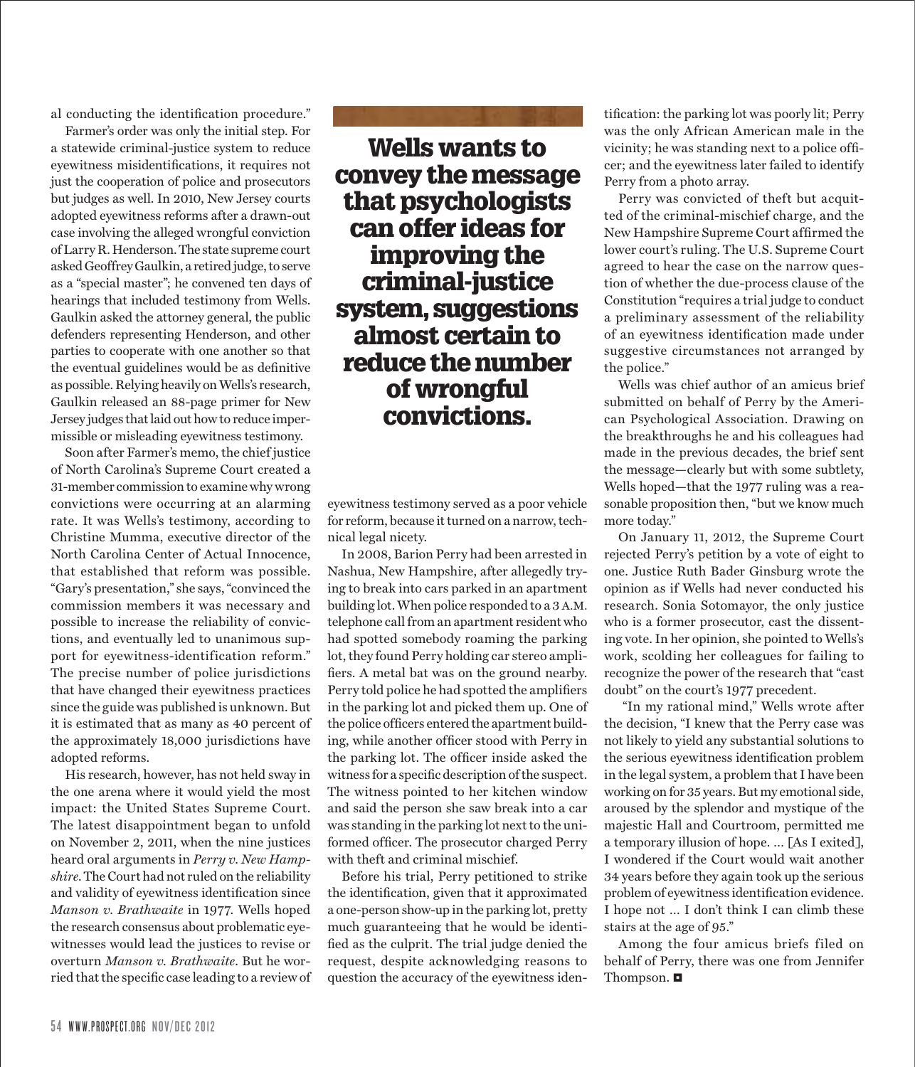al conducting the identification procedure."

Farmer's order was only the initial step. For a statewide criminal-justice system to reduce eyewitness misidentifications, it requires not just the cooperation of police and prosecutors but judges as well. In 2010, New Jersey courts adopted eyewitness reforms after a drawn-out case involving the alleged wrongful conviction of Larry R. Henderson. The state supreme court asked Geoffrey Gaulkin, a retired judge, to serve as a "special master"; he convened ten days of hearings that included testimony from Wells. Gaulkin asked the attorney general, the public defenders representing Henderson, and other parties to cooperate with one another so that the eventual guidelines would be as definitive as possible. Relying heavily on Wells's research, Gaulkin released an 88-page primer for New Jersey judges that laid out how to reduce impermissible or misleading eyewitness testimony.

Soon after Farmer's memo, the chief justice of North Carolina's Supreme Court created a 31-member commission to examine why wrong convictions were occurring at an alarming rate. It was Wells's testimony, according to Christine Mumma, executive director of the North Carolina Center of Actual Innocence, that established that reform was possible. "Gary's presentation," she says, "convinced the commission members it was necessary and possible to increase the reliability of convictions, and eventually led to unanimous support for eyewitness-identification reform." The precise number of police jurisdictions that have changed their eyewitness practices since the guide was published is unknown. But it is estimated that as many as 40 percent of the approximately 18,000 jurisdictions have adopted reforms.

His research, however, has not held sway in the one arena where it would yield the most impact: the United States Supreme Court. The latest disappointment began to unfold on November 2, 2011, when the nine justices heard oral arguments in *Perry v. New Hampshire*. The Court had not ruled on the reliability and validity of eyewitness identification since *Manson v. Brathwaite* in 1977. Wells hoped the research consensus about problematic eyewitnesses would lead the justices to revise or overturn *Manson v. Brathwaite*. But he worried that the specific case leading to a review of eyewitness testimony served as a poor vehicle for reform, because it turned on a narrow, technical legal nicety.

**Wells wants to convey the message that psychologists can offer ideas for improving the criminal-justice system, suggestions almost certain to reduce the number of wrongful convictions.**

In 2008, Barion Perry had been arrested in Nashua, New Hampshire, after allegedly trying to break into cars parked in an apartment building lot. When police responded to a 3 A.M. telephone call from an apartment resident who had spotted somebody roaming the parking lot, they found Perry holding car stereo amplifiers. A metal bat was on the ground nearby. Perry told police he had spotted the amplifiers in the parking lot and picked them up. One of the police officers entered the apartment building, while another officer stood with Perry in the parking lot. The officer inside asked the witness for a specific description of the suspect. The witness pointed to her kitchen window and said the person she saw break into a car was standing in the parking lot next to the uniformed officer. The prosecutor charged Perry with theft and criminal mischief.

Before his trial, Perry petitioned to strike the identification, given that it approximated a one-person show-up in the parking lot, pretty much guaranteeing that he would be identified as the culprit. The trial judge denied the request, despite acknowledging reasons to question the accuracy of the eyewitness identification: the parking lot was poorly lit; Perry was the only African American male in the vicinity; he was standing next to a police officer; and the eyewitness later failed to identify Perry from a photo array.

Perry was convicted of theft but acquitted of the criminal-mischief charge, and the New Hampshire Supreme Court affirmed the lower court's ruling. The U.S. Supreme Court agreed to hear the case on the narrow question of whether the due-process clause of the Constitution "requires a trial judge to conduct a preliminary assessment of the reliability of an eyewitness identification made under suggestive circumstances not arranged by the police."

Wells was chief author of an amicus brief submitted on behalf of Perry by the American Psychological Association. Drawing on the breakthroughs he and his colleagues had made in the previous decades, the brief sent the message—clearly but with some subtlety, Wells hoped—that the 1977 ruling was a reasonable proposition then, "but we know much more today."

On January 11, 2012, the Supreme Court rejected Perry's petition by a vote of eight to one. Justice Ruth Bader Ginsburg wrote the opinion as if Wells had never conducted his research. Sonia Sotomayor, the only justice who is a former prosecutor, cast the dissenting vote. In her opinion, she pointed to Wells's work, scolding her colleagues for failing to recognize the power of the research that "cast doubt" on the court's 1977 precedent.

"In my rational mind," Wells wrote after the decision, "I knew that the Perry case was not likely to yield any substantial solutions to the serious eyewitness identification problem in the legal system, a problem that I have been working on for 35 years. But my emotional side, aroused by the splendor and mystique of the majestic Hall and Courtroom, permitted me a temporary illusion of hope. ... [As I exited], I wondered if the Court would wait another 34 years before they again took up the serious problem of eyewitness identification evidence. I hope not ... I don't think I can climb these stairs at the age of 95."

Among the four amicus briefs filed on behalf of Perry, there was one from Jennifer Thompson. ◘